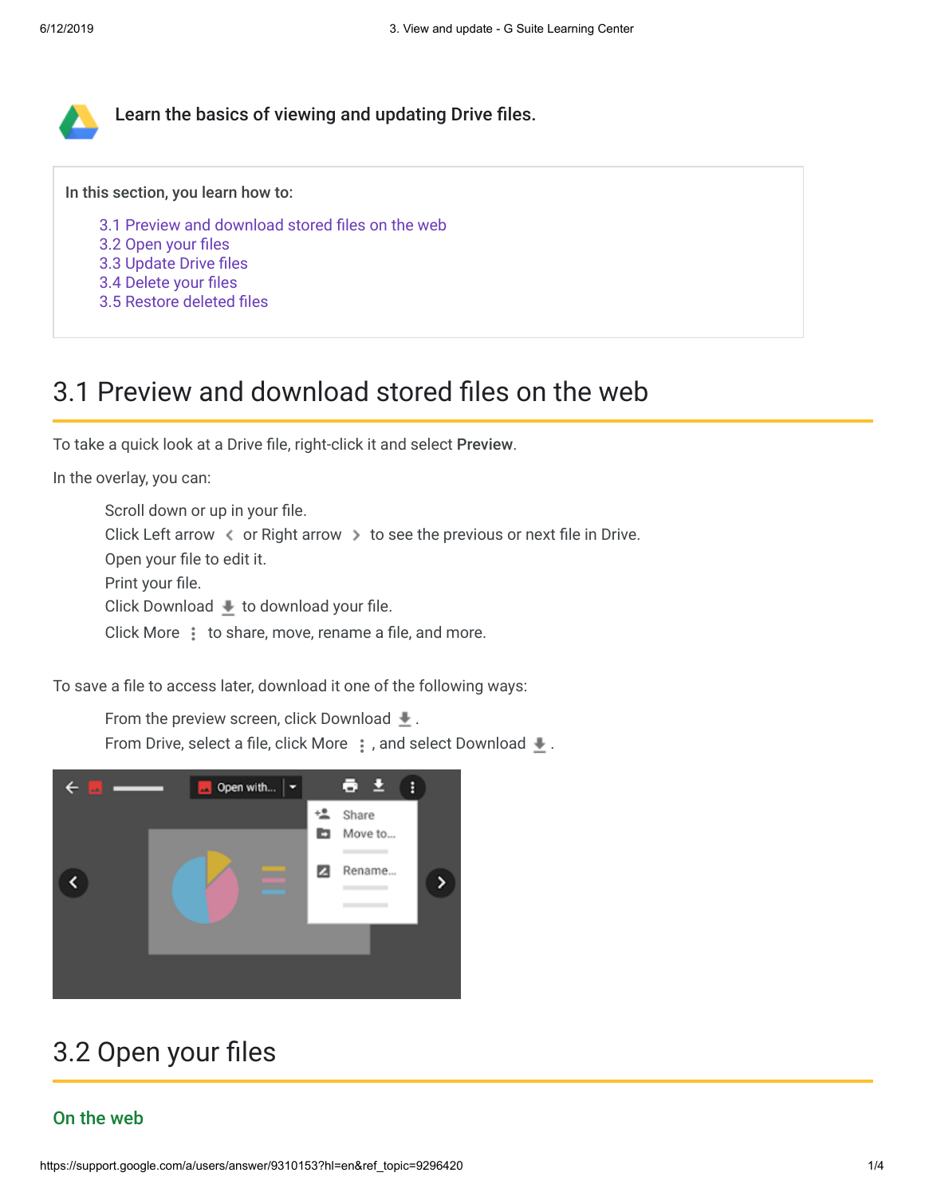**Learn the basics of viewing and updating Drive files.**

In this section, you learn how to:

- 3.1 Preview and download stored files on the web
- 3.2 Open your files
- 3.3 Update Drive files
- 3.4 Delete your files
- 3.5 Restore deleted files

## 3.1 Preview and download stored files on the web

To take a quick look at a Drive file, right-click it and select **Preview**.

In the overlay, you can:

- Scroll down or up in your file.
- Click Left arrow or Right arrow to see the previous or next file in Drive.
- Open your file to edit it.
- Print your file.
- Click Download to download your file.
- Click More to share, move, rename a file, and more.

To save a file to access later, download it one of the following ways:

- From the preview screen, click Download .
- From Drive, select a file, click More , and select Download .

## 3.2 Open your files

### On the web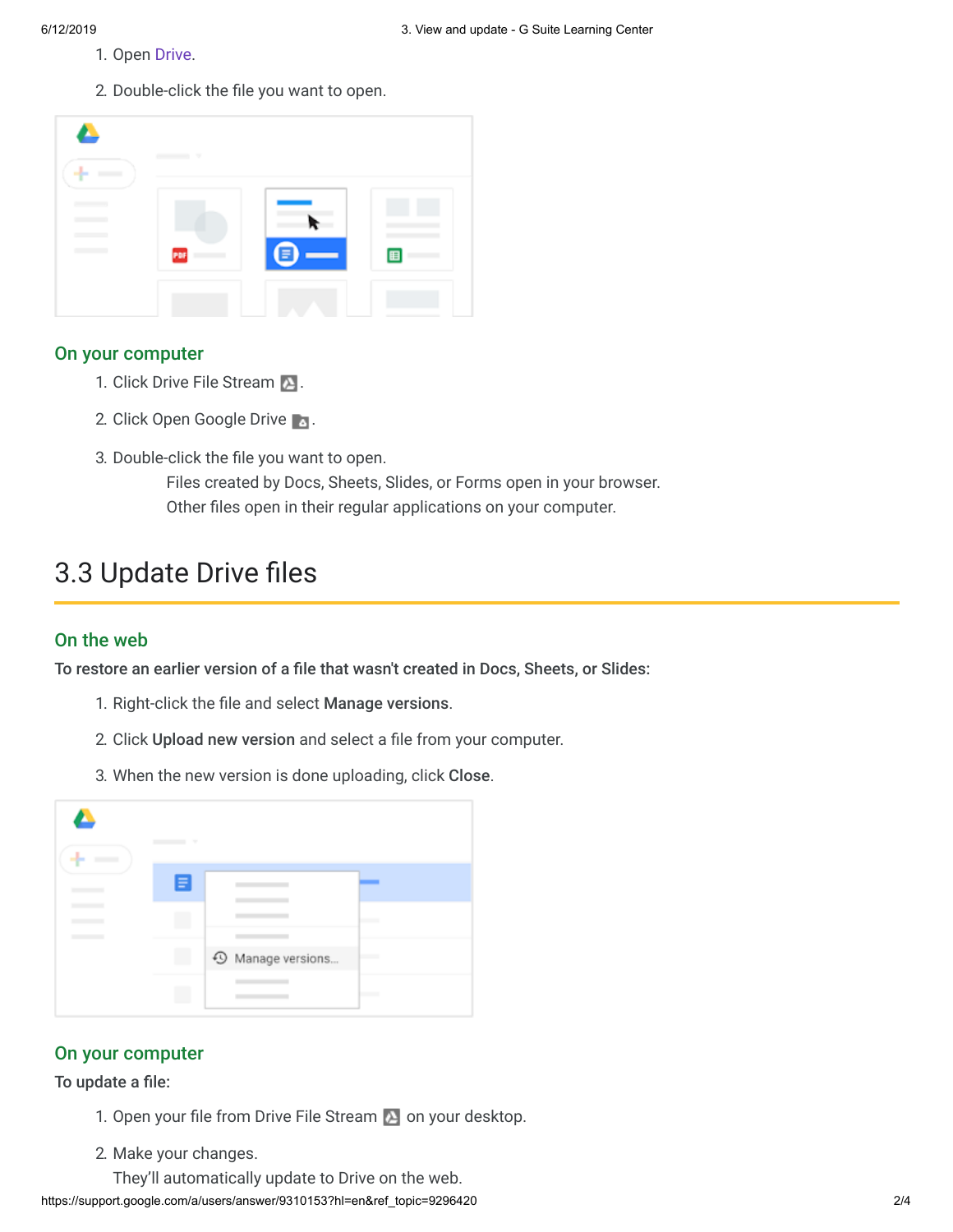1. Open Drive.
2. Double-click the file you want to open.

### On your computer

1. Click Drive File Stream .
2. Click Open Google Drive .
3. Double-click the file you want to open.
   Files created by Docs, Sheets, Slides, or Forms open in your browser.
   Other files open in their regular applications on your computer.

## 3.3 Update Drive files

### On the web

**To restore an earlier version of a file that wasn't created in Docs, Sheets, or Slides:**

1. Right-click the file and select **Manage versions**.
2. Click **Upload new version** and select a file from your computer.
3. When the new version is done uploading, click **Close**.

### On your computer

**To update a file:**

1. Open your file from Drive File Stream  on your desktop.
2. Make your changes.
   They'll automatically update to Drive on the web.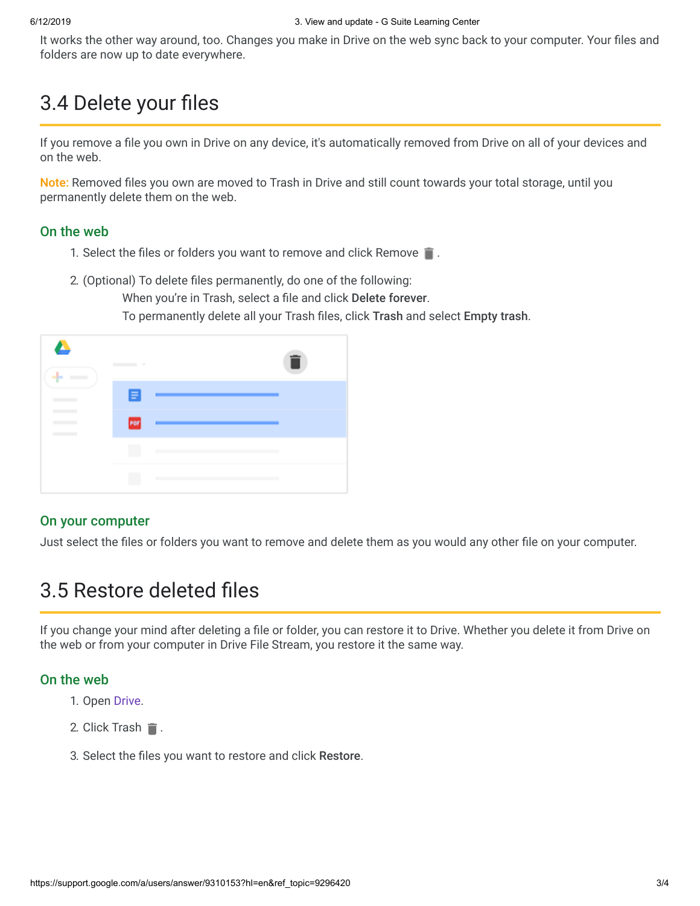It works the other way around, too. Changes you make in Drive on the web sync back to your computer. Your files and folders are now up to date everywhere.

## 3.4 Delete your files

If you remove a file you own in Drive on any device, it's automatically removed from Drive on all of your devices and on the web.

**Note:** Removed files you own are moved to Trash in Drive and still count towards your total storage, until you permanently delete them on the web.

### On the web

1. Select the files or folders you want to remove and click Remove .
2. (Optional) To delete files permanently, do one of the following:
   When you're in Trash, select a file and click **Delete forever**.
   To permanently delete all your Trash files, click **Trash** and select **Empty trash**.

### On your computer

Just select the files or folders you want to remove and delete them as you would any other file on your computer.

## 3.5 Restore deleted files

If you change your mind after deleting a file or folder, you can restore it to Drive. Whether you delete it from Drive on the web or from your computer in Drive File Stream, you restore it the same way.

### On the web

1. Open Drive.
2. Click Trash .
3. Select the files you want to restore and click **Restore**.